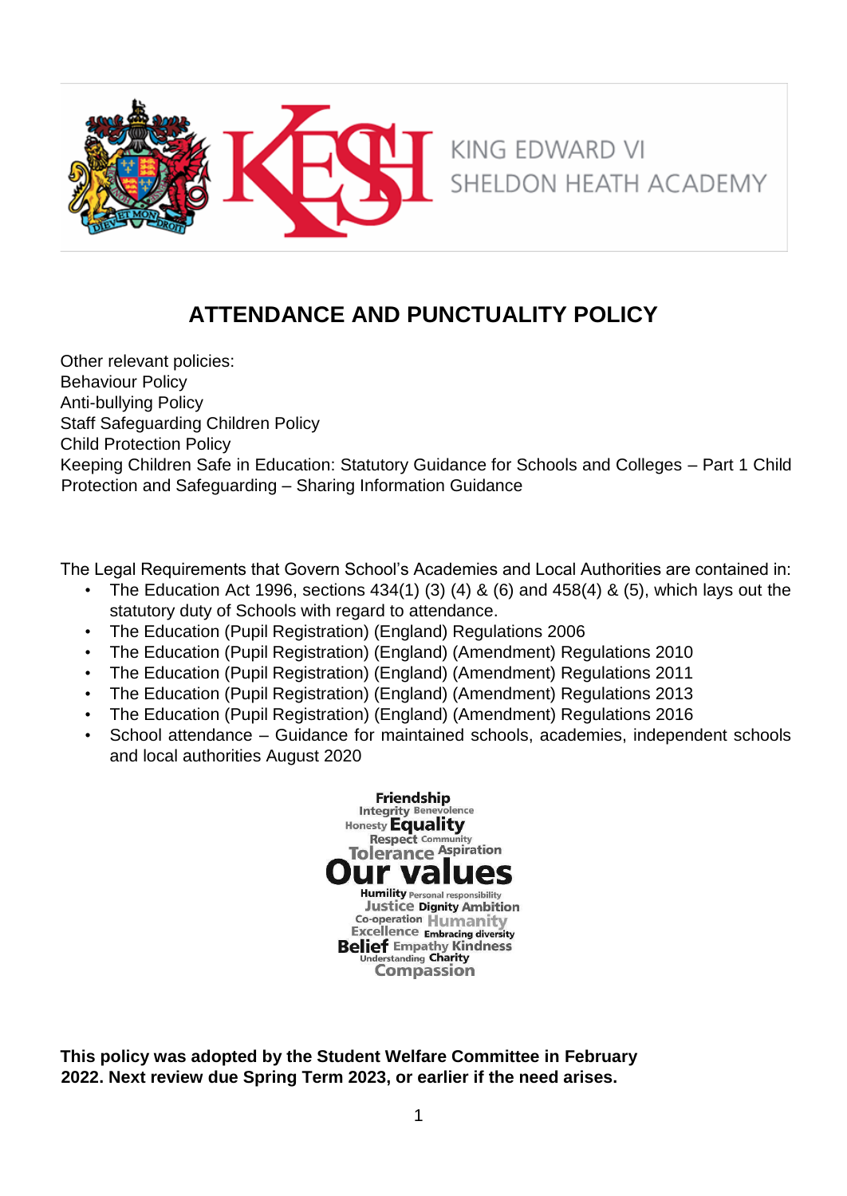KING EDWARD VI SHELDON HEATH ACADEMY

# ATTENDANCE AND PUNCTUALITY POLICY

Other relevant policies:
Behaviour Policy
Anti-bullying Policy
Staff Safeguarding Children Policy
Child Protection Policy
Keeping Children Safe in Education: Statutory Guidance for Schools and Colleges – Part 1 Child Protection and Safeguarding – Sharing Information Guidance

The Legal Requirements that Govern School's Academies and Local Authorities are contained in:

- The Education Act 1996, sections 434(1) (3) (4) & (6) and 458(4) & (5), which lays out the statutory duty of Schools with regard to attendance.
- The Education (Pupil Registration) (England) Regulations 2006
- The Education (Pupil Registration) (England) (Amendment) Regulations 2010
- The Education (Pupil Registration) (England) (Amendment) Regulations 2011
- The Education (Pupil Registration) (England) (Amendment) Regulations 2013
- The Education (Pupil Registration) (England) (Amendment) Regulations 2016
- School attendance – Guidance for maintained schools, academies, independent schools and local authorities August 2020

Friendship Integrity Benevolence Honesty Equality Respect Community Tolerance Aspiration **Our values** Humility Personal responsibility Justice Dignity Ambition Co-operation Humanity Excellence Embracing diversity Belief Empathy Kindness Understanding Charity Compassion

**This policy was adopted by the Student Welfare Committee in February 2022. Next review due Spring Term 2023, or earlier if the need arises.**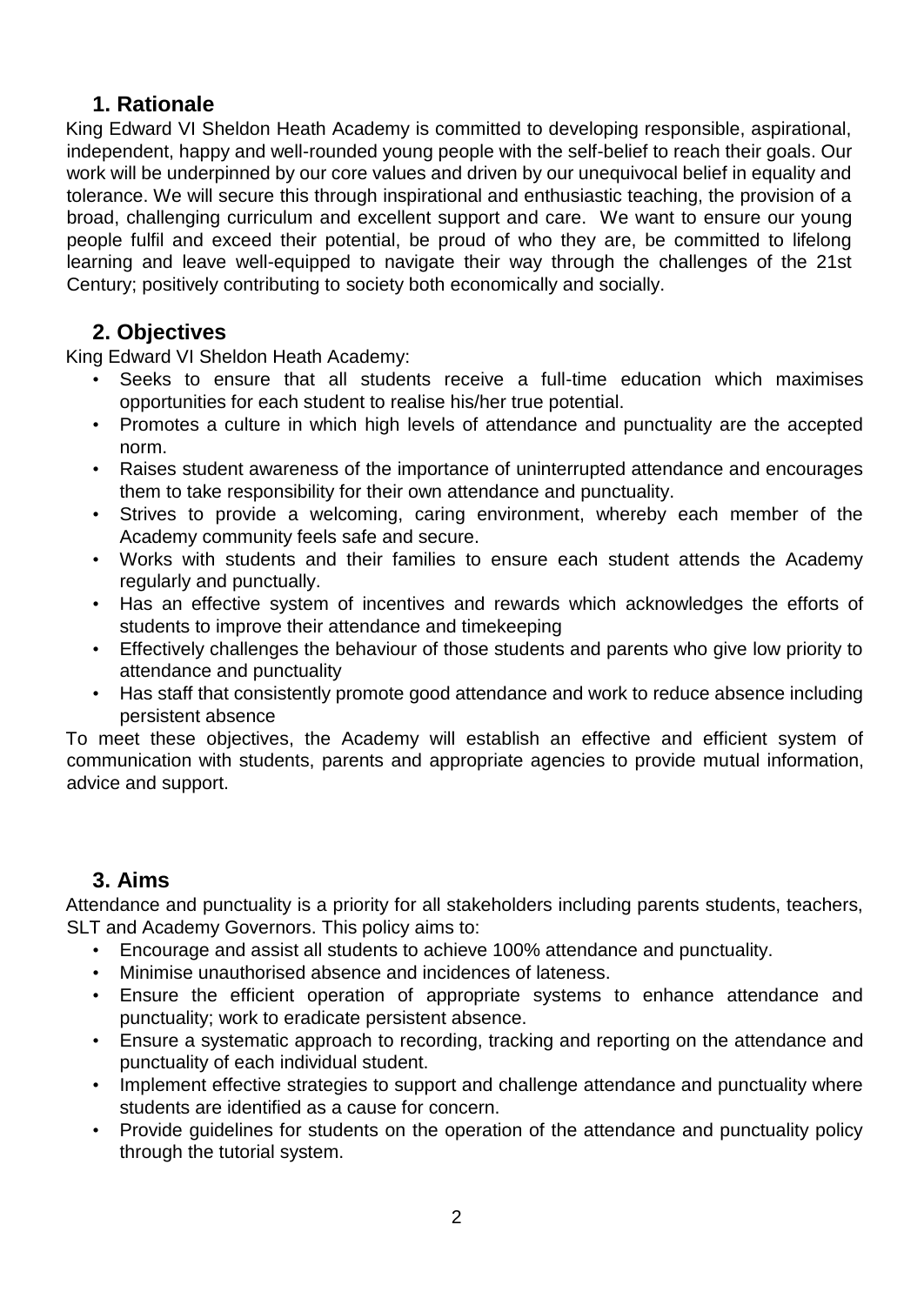## 1. Rationale

King Edward VI Sheldon Heath Academy is committed to developing responsible, aspirational, independent, happy and well-rounded young people with the self-belief to reach their goals. Our work will be underpinned by our core values and driven by our unequivocal belief in equality and tolerance. We will secure this through inspirational and enthusiastic teaching, the provision of a broad, challenging curriculum and excellent support and care. We want to ensure our young people fulfil and exceed their potential, be proud of who they are, be committed to lifelong learning and leave well-equipped to navigate their way through the challenges of the 21st Century; positively contributing to society both economically and socially.

## 2. Objectives

King Edward VI Sheldon Heath Academy:

- Seeks to ensure that all students receive a full-time education which maximises opportunities for each student to realise his/her true potential.
- Promotes a culture in which high levels of attendance and punctuality are the accepted norm.
- Raises student awareness of the importance of uninterrupted attendance and encourages them to take responsibility for their own attendance and punctuality.
- Strives to provide a welcoming, caring environment, whereby each member of the Academy community feels safe and secure.
- Works with students and their families to ensure each student attends the Academy regularly and punctually.
- Has an effective system of incentives and rewards which acknowledges the efforts of students to improve their attendance and timekeeping
- Effectively challenges the behaviour of those students and parents who give low priority to attendance and punctuality
- Has staff that consistently promote good attendance and work to reduce absence including persistent absence

To meet these objectives, the Academy will establish an effective and efficient system of communication with students, parents and appropriate agencies to provide mutual information, advice and support.

## 3. Aims

Attendance and punctuality is a priority for all stakeholders including parents students, teachers, SLT and Academy Governors. This policy aims to:

- Encourage and assist all students to achieve 100% attendance and punctuality.
- Minimise unauthorised absence and incidences of lateness.
- Ensure the efficient operation of appropriate systems to enhance attendance and punctuality; work to eradicate persistent absence.
- Ensure a systematic approach to recording, tracking and reporting on the attendance and punctuality of each individual student.
- Implement effective strategies to support and challenge attendance and punctuality where students are identified as a cause for concern.
- Provide guidelines for students on the operation of the attendance and punctuality policy through the tutorial system.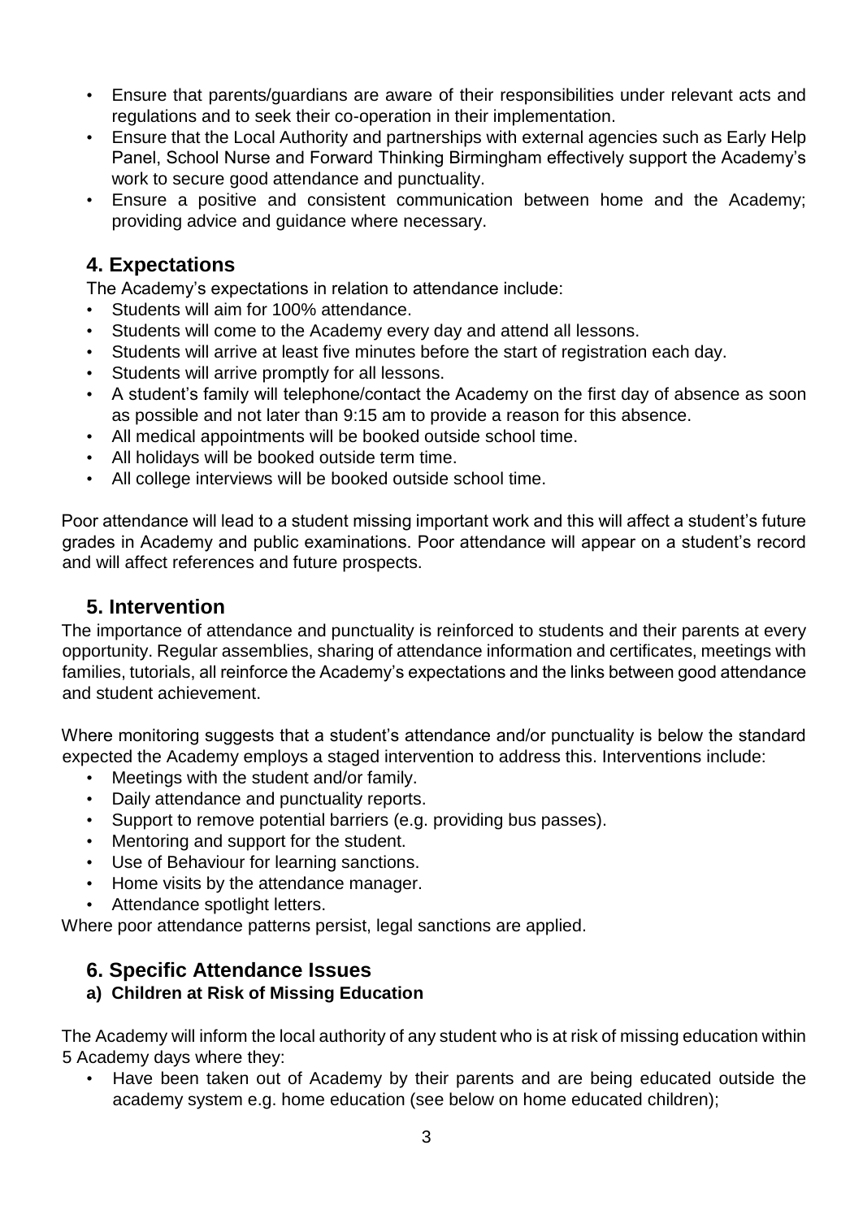- Ensure that parents/guardians are aware of their responsibilities under relevant acts and regulations and to seek their co-operation in their implementation.
- Ensure that the Local Authority and partnerships with external agencies such as Early Help Panel, School Nurse and Forward Thinking Birmingham effectively support the Academy's work to secure good attendance and punctuality.
- Ensure a positive and consistent communication between home and the Academy; providing advice and guidance where necessary.

## 4. Expectations

The Academy's expectations in relation to attendance include:

- Students will aim for 100% attendance.
- Students will come to the Academy every day and attend all lessons.
- Students will arrive at least five minutes before the start of registration each day.
- Students will arrive promptly for all lessons.
- A student's family will telephone/contact the Academy on the first day of absence as soon as possible and not later than 9:15 am to provide a reason for this absence.
- All medical appointments will be booked outside school time.
- All holidays will be booked outside term time.
- All college interviews will be booked outside school time.

Poor attendance will lead to a student missing important work and this will affect a student's future grades in Academy and public examinations. Poor attendance will appear on a student's record and will affect references and future prospects.

## 5. Intervention

The importance of attendance and punctuality is reinforced to students and their parents at every opportunity. Regular assemblies, sharing of attendance information and certificates, meetings with families, tutorials, all reinforce the Academy's expectations and the links between good attendance and student achievement.

Where monitoring suggests that a student's attendance and/or punctuality is below the standard expected the Academy employs a staged intervention to address this. Interventions include:

- Meetings with the student and/or family.
- Daily attendance and punctuality reports.
- Support to remove potential barriers (e.g. providing bus passes).
- Mentoring and support for the student.
- Use of Behaviour for learning sanctions.
- Home visits by the attendance manager.
- Attendance spotlight letters.

Where poor attendance patterns persist, legal sanctions are applied.

## 6. Specific Attendance Issues

### a) Children at Risk of Missing Education

The Academy will inform the local authority of any student who is at risk of missing education within 5 Academy days where they:

- Have been taken out of Academy by their parents and are being educated outside the academy system e.g. home education (see below on home educated children);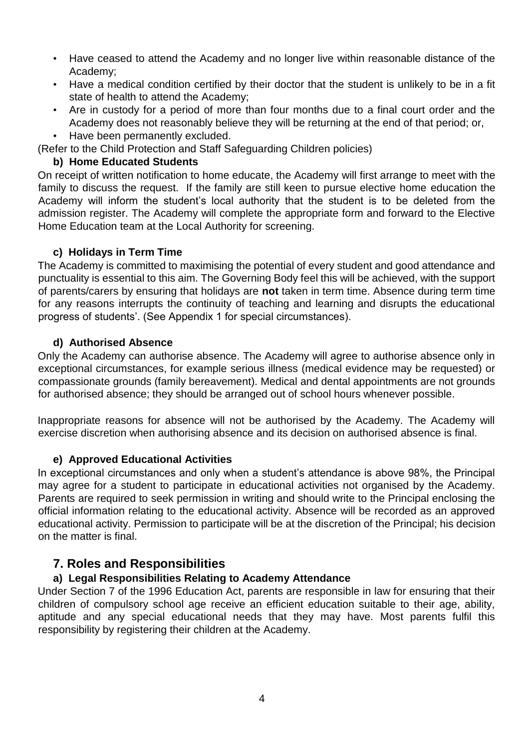- Have ceased to attend the Academy and no longer live within reasonable distance of the Academy;
- Have a medical condition certified by their doctor that the student is unlikely to be in a fit state of health to attend the Academy;
- Are in custody for a period of more than four months due to a final court order and the Academy does not reasonably believe they will be returning at the end of that period; or,
- Have been permanently excluded.

(Refer to the Child Protection and Staff Safeguarding Children policies)

### b) Home Educated Students

On receipt of written notification to home educate, the Academy will first arrange to meet with the family to discuss the request. If the family are still keen to pursue elective home education the Academy will inform the student's local authority that the student is to be deleted from the admission register. The Academy will complete the appropriate form and forward to the Elective Home Education team at the Local Authority for screening.

### c) Holidays in Term Time

The Academy is committed to maximising the potential of every student and good attendance and punctuality is essential to this aim. The Governing Body feel this will be achieved, with the support of parents/carers by ensuring that holidays are **not** taken in term time. Absence during term time for any reasons interrupts the continuity of teaching and learning and disrupts the educational progress of students'. (See Appendix 1 for special circumstances).

### d) Authorised Absence

Only the Academy can authorise absence. The Academy will agree to authorise absence only in exceptional circumstances, for example serious illness (medical evidence may be requested) or compassionate grounds (family bereavement). Medical and dental appointments are not grounds for authorised absence; they should be arranged out of school hours whenever possible.

Inappropriate reasons for absence will not be authorised by the Academy. The Academy will exercise discretion when authorising absence and its decision on authorised absence is final.

### e) Approved Educational Activities

In exceptional circumstances and only when a student's attendance is above 98%, the Principal may agree for a student to participate in educational activities not organised by the Academy. Parents are required to seek permission in writing and should write to the Principal enclosing the official information relating to the educational activity. Absence will be recorded as an approved educational activity. Permission to participate will be at the discretion of the Principal; his decision on the matter is final.

## 7. Roles and Responsibilities

### a) Legal Responsibilities Relating to Academy Attendance

Under Section 7 of the 1996 Education Act, parents are responsible in law for ensuring that their children of compulsory school age receive an efficient education suitable to their age, ability, aptitude and any special educational needs that they may have. Most parents fulfil this responsibility by registering their children at the Academy.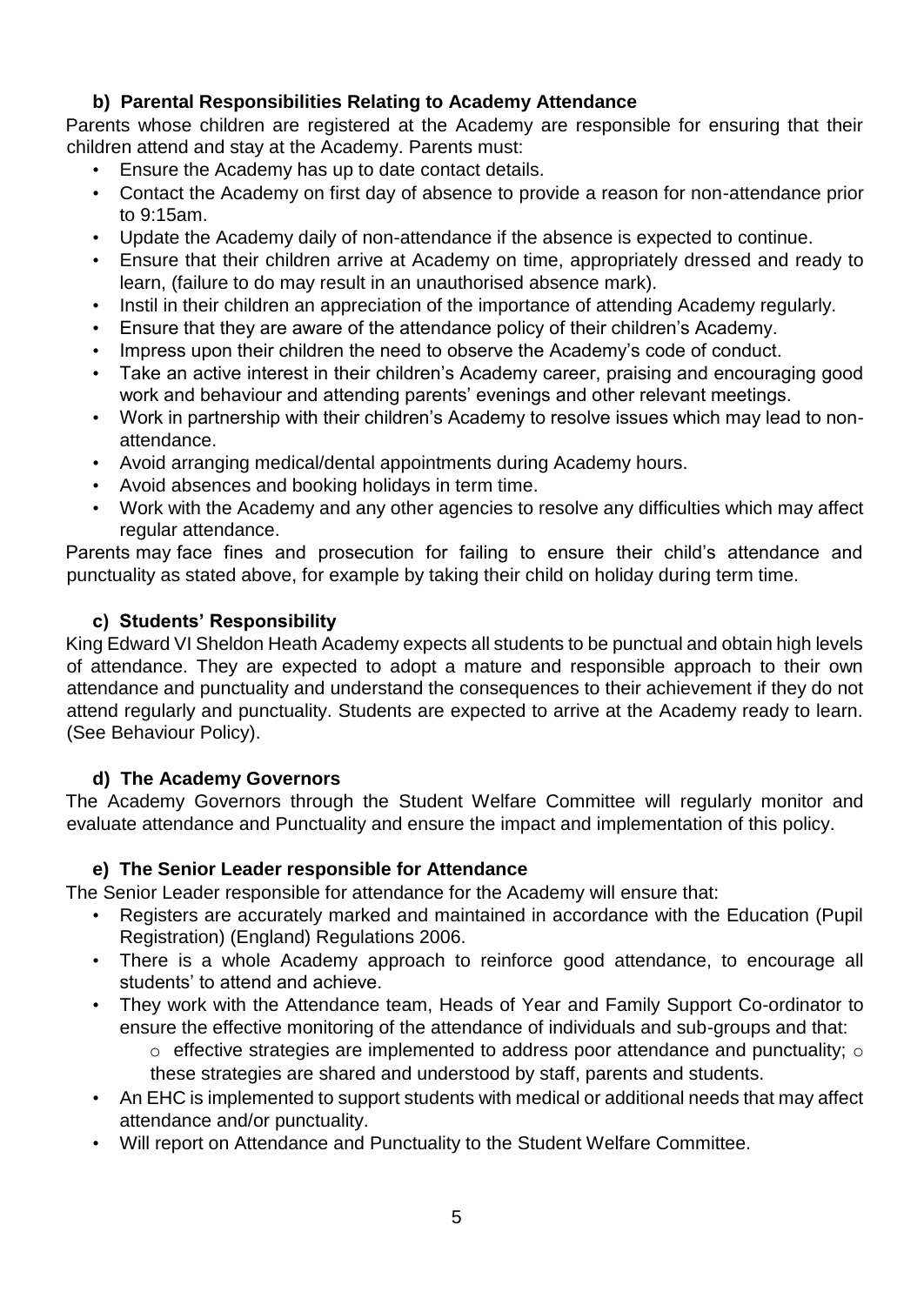#### b) Parental Responsibilities Relating to Academy Attendance

Parents whose children are registered at the Academy are responsible for ensuring that their children attend and stay at the Academy. Parents must:

- Ensure the Academy has up to date contact details.
- Contact the Academy on first day of absence to provide a reason for non-attendance prior to 9:15am.
- Update the Academy daily of non-attendance if the absence is expected to continue.
- Ensure that their children arrive at Academy on time, appropriately dressed and ready to learn, (failure to do may result in an unauthorised absence mark).
- Instil in their children an appreciation of the importance of attending Academy regularly.
- Ensure that they are aware of the attendance policy of their children's Academy.
- Impress upon their children the need to observe the Academy's code of conduct.
- Take an active interest in their children's Academy career, praising and encouraging good work and behaviour and attending parents' evenings and other relevant meetings.
- Work in partnership with their children's Academy to resolve issues which may lead to non-attendance.
- Avoid arranging medical/dental appointments during Academy hours.
- Avoid absences and booking holidays in term time.
- Work with the Academy and any other agencies to resolve any difficulties which may affect regular attendance.

Parents may face fines and prosecution for failing to ensure their child's attendance and punctuality as stated above, for example by taking their child on holiday during term time.

#### c) Students' Responsibility

King Edward VI Sheldon Heath Academy expects all students to be punctual and obtain high levels of attendance. They are expected to adopt a mature and responsible approach to their own attendance and punctuality and understand the consequences to their achievement if they do not attend regularly and punctuality. Students are expected to arrive at the Academy ready to learn. (See Behaviour Policy).

#### d) The Academy Governors

The Academy Governors through the Student Welfare Committee will regularly monitor and evaluate attendance and Punctuality and ensure the impact and implementation of this policy.

#### e) The Senior Leader responsible for Attendance

The Senior Leader responsible for attendance for the Academy will ensure that:

- Registers are accurately marked and maintained in accordance with the Education (Pupil Registration) (England) Regulations 2006.
- There is a whole Academy approach to reinforce good attendance, to encourage all students' to attend and achieve.
- They work with the Attendance team, Heads of Year and Family Support Co-ordinator to ensure the effective monitoring of the attendance of individuals and sub-groups and that:
    - effective strategies are implemented to address poor attendance and punctuality;
    - these strategies are shared and understood by staff, parents and students.
- An EHC is implemented to support students with medical or additional needs that may affect attendance and/or punctuality.
- Will report on Attendance and Punctuality to the Student Welfare Committee.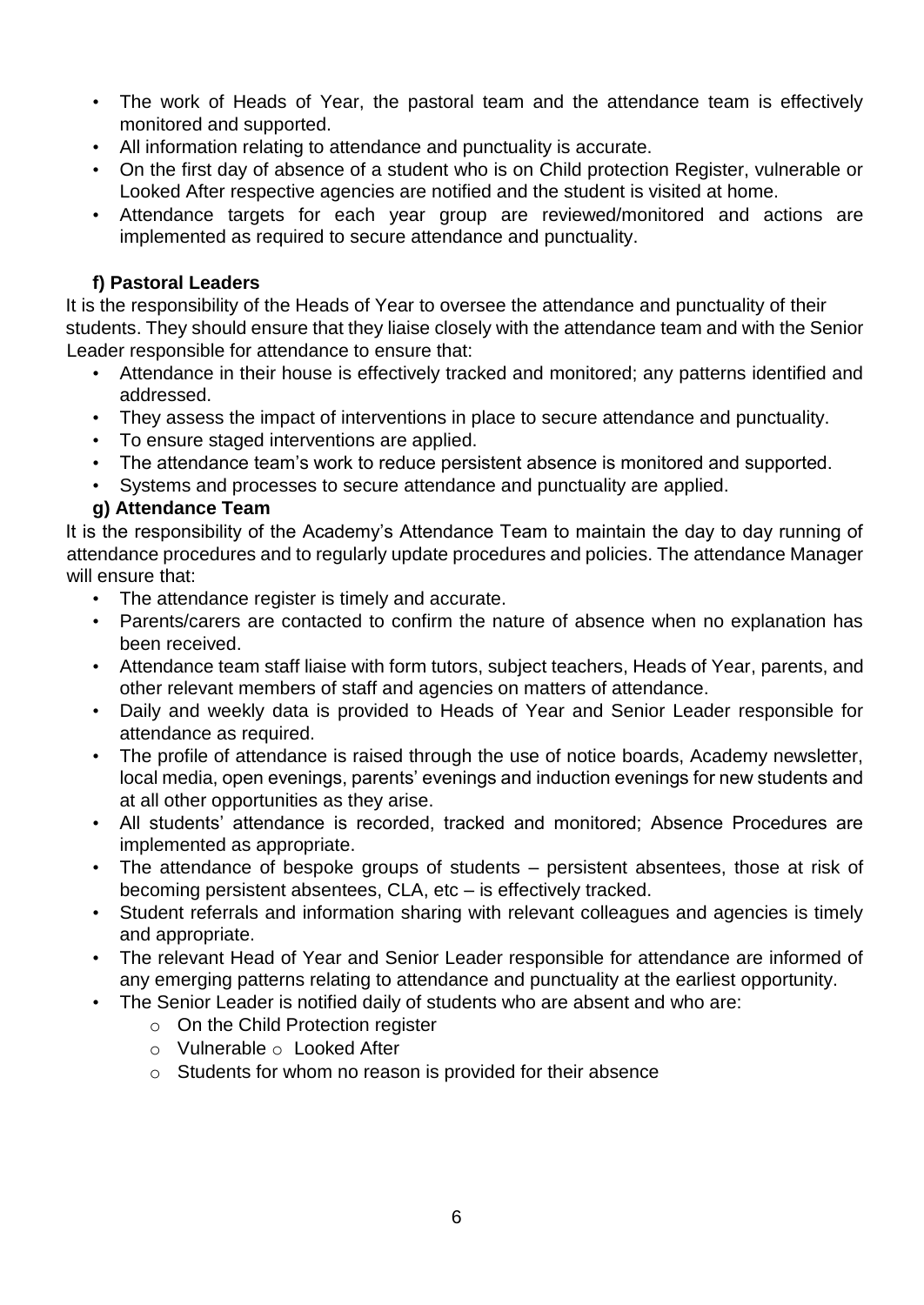- The work of Heads of Year, the pastoral team and the attendance team is effectively monitored and supported.
- All information relating to attendance and punctuality is accurate.
- On the first day of absence of a student who is on Child protection Register, vulnerable or Looked After respective agencies are notified and the student is visited at home.
- Attendance targets for each year group are reviewed/monitored and actions are implemented as required to secure attendance and punctuality.

**f) Pastoral Leaders**

It is the responsibility of the Heads of Year to oversee the attendance and punctuality of their students. They should ensure that they liaise closely with the attendance team and with the Senior Leader responsible for attendance to ensure that:

- Attendance in their house is effectively tracked and monitored; any patterns identified and addressed.
- They assess the impact of interventions in place to secure attendance and punctuality.
- To ensure staged interventions are applied.
- The attendance team's work to reduce persistent absence is monitored and supported.
- Systems and processes to secure attendance and punctuality are applied.

**g) Attendance Team**

It is the responsibility of the Academy's Attendance Team to maintain the day to day running of attendance procedures and to regularly update procedures and policies. The attendance Manager will ensure that:

- The attendance register is timely and accurate.
- Parents/carers are contacted to confirm the nature of absence when no explanation has been received.
- Attendance team staff liaise with form tutors, subject teachers, Heads of Year, parents, and other relevant members of staff and agencies on matters of attendance.
- Daily and weekly data is provided to Heads of Year and Senior Leader responsible for attendance as required.
- The profile of attendance is raised through the use of notice boards, Academy newsletter, local media, open evenings, parents' evenings and induction evenings for new students and at all other opportunities as they arise.
- All students' attendance is recorded, tracked and monitored; Absence Procedures are implemented as appropriate.
- The attendance of bespoke groups of students – persistent absentees, those at risk of becoming persistent absentees, CLA, etc – is effectively tracked.
- Student referrals and information sharing with relevant colleagues and agencies is timely and appropriate.
- The relevant Head of Year and Senior Leader responsible for attendance are informed of any emerging patterns relating to attendance and punctuality at the earliest opportunity.
- The Senior Leader is notified daily of students who are absent and who are:
  - On the Child Protection register
  - Vulnerable
  - Looked After
  - Students for whom no reason is provided for their absence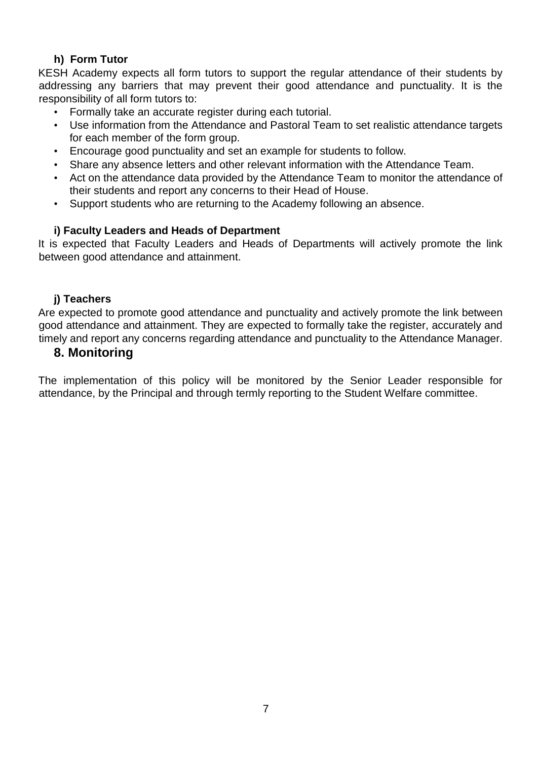### h) Form Tutor

KESH Academy expects all form tutors to support the regular attendance of their students by addressing any barriers that may prevent their good attendance and punctuality. It is the responsibility of all form tutors to:

- Formally take an accurate register during each tutorial.
- Use information from the Attendance and Pastoral Team to set realistic attendance targets for each member of the form group.
- Encourage good punctuality and set an example for students to follow.
- Share any absence letters and other relevant information with the Attendance Team.
- Act on the attendance data provided by the Attendance Team to monitor the attendance of their students and report any concerns to their Head of House.
- Support students who are returning to the Academy following an absence.

### i) Faculty Leaders and Heads of Department

It is expected that Faculty Leaders and Heads of Departments will actively promote the link between good attendance and attainment.

### j) Teachers

Are expected to promote good attendance and punctuality and actively promote the link between good attendance and attainment. They are expected to formally take the register, accurately and timely and report any concerns regarding attendance and punctuality to the Attendance Manager.

## 8. Monitoring

The implementation of this policy will be monitored by the Senior Leader responsible for attendance, by the Principal and through termly reporting to the Student Welfare committee.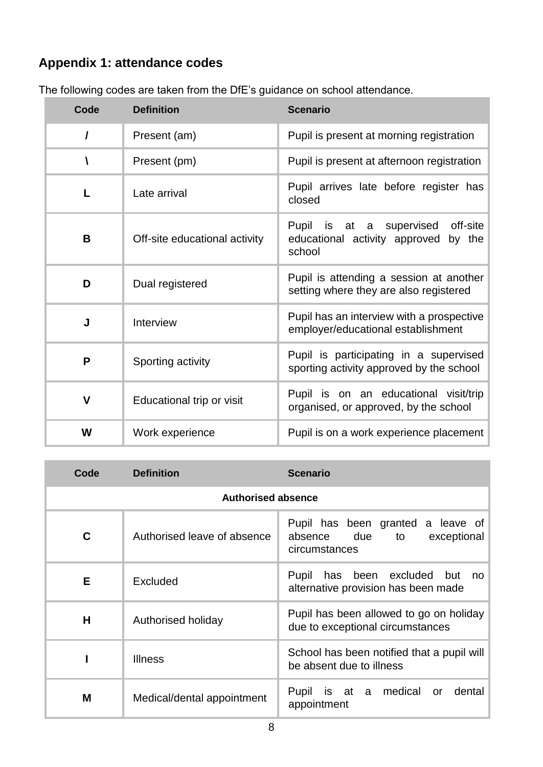## Appendix 1: attendance codes

The following codes are taken from the DfE's guidance on school attendance.

| Code | Definition | Scenario |
|---|---|---|
| **/** | Present (am) | Pupil is present at morning registration |
| **\\** | Present (pm) | Pupil is present at afternoon registration |
| **L** | Late arrival | Pupil arrives late before register has closed |
| **B** | Off-site educational activity | Pupil is at a supervised off-site educational activity approved by the school |
| **D** | Dual registered | Pupil is attending a session at another setting where they are also registered |
| **J** | Interview | Pupil has an interview with a prospective employer/educational establishment |
| **P** | Sporting activity | Pupil is participating in a supervised sporting activity approved by the school |
| **V** | Educational trip or visit | Pupil is on an educational visit/trip organised, or approved, by the school |
| **W** | Work experience | Pupil is on a work experience placement |

| Code | Definition | Scenario |
|---|---|---|
| | **Authorised absence** | |
| **C** | Authorised leave of absence | Pupil has been granted a leave of absence due to exceptional circumstances |
| **E** | Excluded | Pupil has been excluded but no alternative provision has been made |
| **H** | Authorised holiday | Pupil has been allowed to go on holiday due to exceptional circumstances |
| **I** | Illness | School has been notified that a pupil will be absent due to illness |
| **M** | Medical/dental appointment | Pupil is at a medical or dental appointment |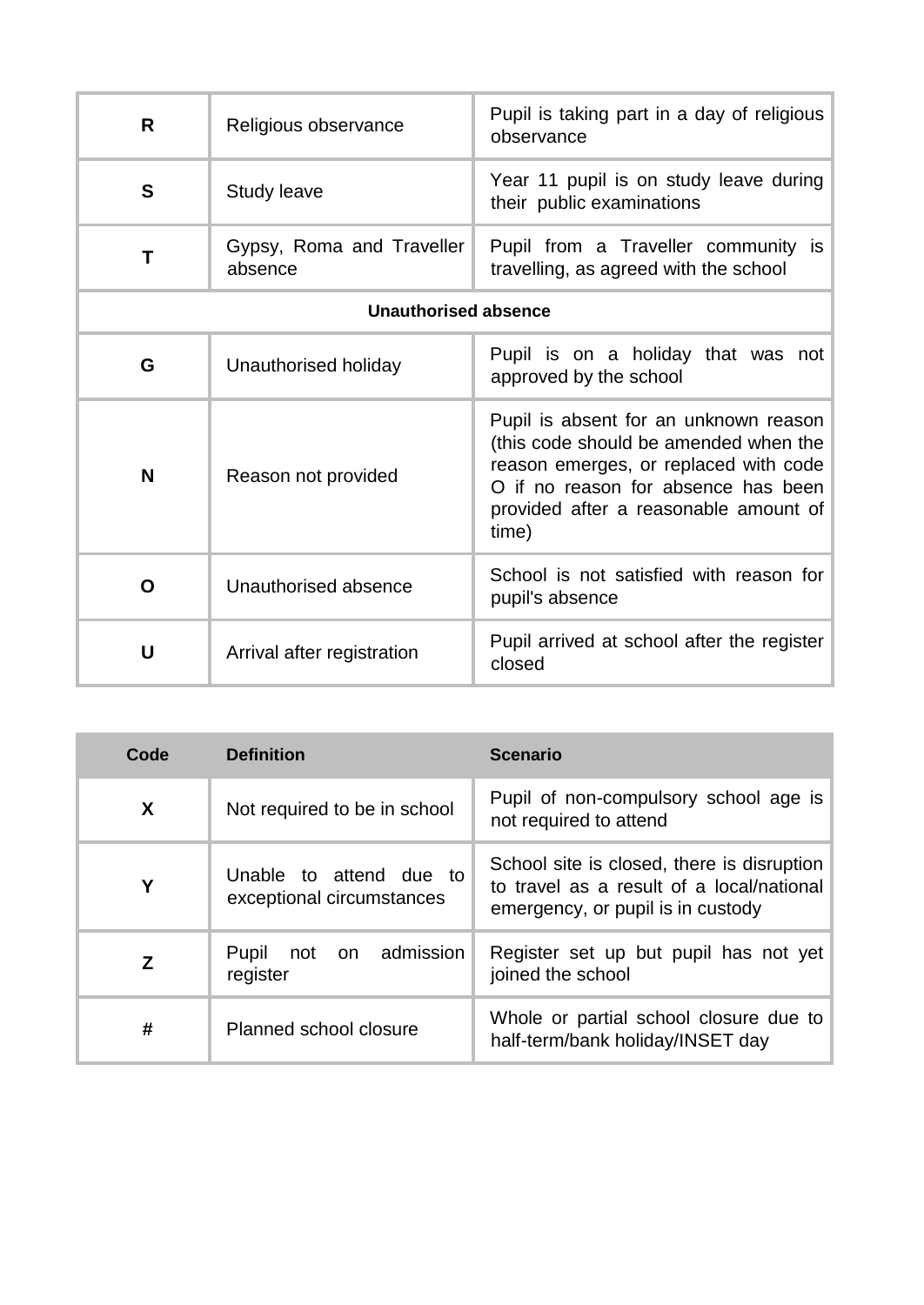| | | |
|---|---|---|
| **R** | Religious observance | Pupil is taking part in a day of religious observance |
| **S** | Study leave | Year 11 pupil is on study leave during their public examinations |
| **T** | Gypsy, Roma and Traveller absence | Pupil from a Traveller community is travelling, as agreed with the school |
| **Unauthorised absence** | | |
| **G** | Unauthorised holiday | Pupil is on a holiday that was not approved by the school |
| **N** | Reason not provided | Pupil is absent for an unknown reason (this code should be amended when the reason emerges, or replaced with code O if no reason for absence has been provided after a reasonable amount of time) |
| **O** | Unauthorised absence | School is not satisfied with reason for pupil's absence |
| **U** | Arrival after registration | Pupil arrived at school after the register closed |

| Code | Definition | Scenario |
|---|---|---|
| **X** | Not required to be in school | Pupil of non-compulsory school age is not required to attend |
| **Y** | Unable to attend due to exceptional circumstances | School site is closed, there is disruption to travel as a result of a local/national emergency, or pupil is in custody |
| **Z** | Pupil not on admission register | Register set up but pupil has not yet joined the school |
| **#** | Planned school closure | Whole or partial school closure due to half-term/bank holiday/INSET day |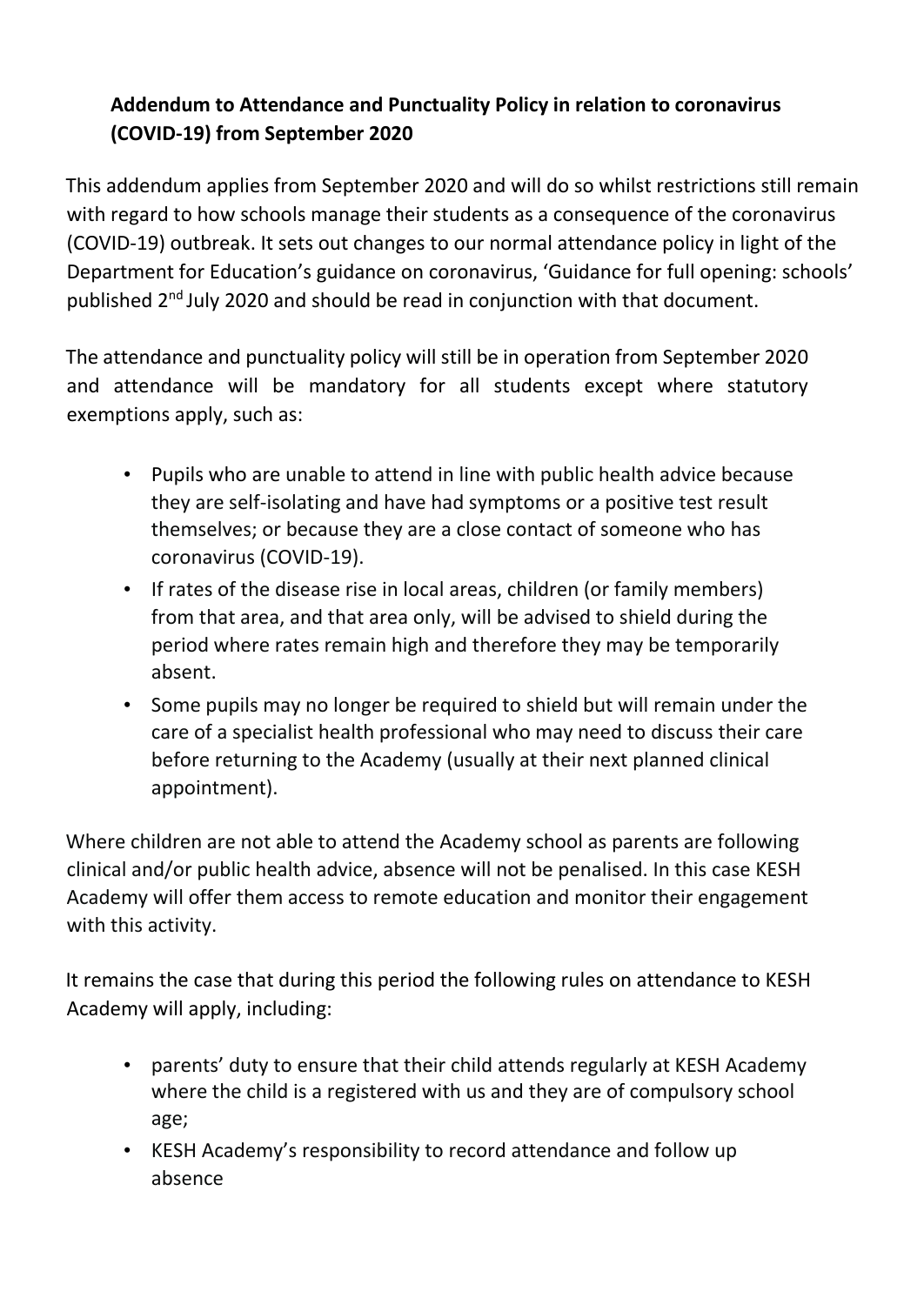**Addendum to Attendance and Punctuality Policy in relation to coronavirus (COVID-19) from September 2020**

This addendum applies from September 2020 and will do so whilst restrictions still remain with regard to how schools manage their students as a consequence of the coronavirus (COVID-19) outbreak. It sets out changes to our normal attendance policy in light of the Department for Education's guidance on coronavirus, 'Guidance for full opening: schools' published 2nd July 2020 and should be read in conjunction with that document.

The attendance and punctuality policy will still be in operation from September 2020 and attendance will be mandatory for all students except where statutory exemptions apply, such as:

- Pupils who are unable to attend in line with public health advice because they are self-isolating and have had symptoms or a positive test result themselves; or because they are a close contact of someone who has coronavirus (COVID-19).
- If rates of the disease rise in local areas, children (or family members) from that area, and that area only, will be advised to shield during the period where rates remain high and therefore they may be temporarily absent.
- Some pupils may no longer be required to shield but will remain under the care of a specialist health professional who may need to discuss their care before returning to the Academy (usually at their next planned clinical appointment).

Where children are not able to attend the Academy school as parents are following clinical and/or public health advice, absence will not be penalised. In this case KESH Academy will offer them access to remote education and monitor their engagement with this activity.

It remains the case that during this period the following rules on attendance to KESH Academy will apply, including:

- parents' duty to ensure that their child attends regularly at KESH Academy where the child is a registered with us and they are of compulsory school age;
- KESH Academy's responsibility to record attendance and follow up absence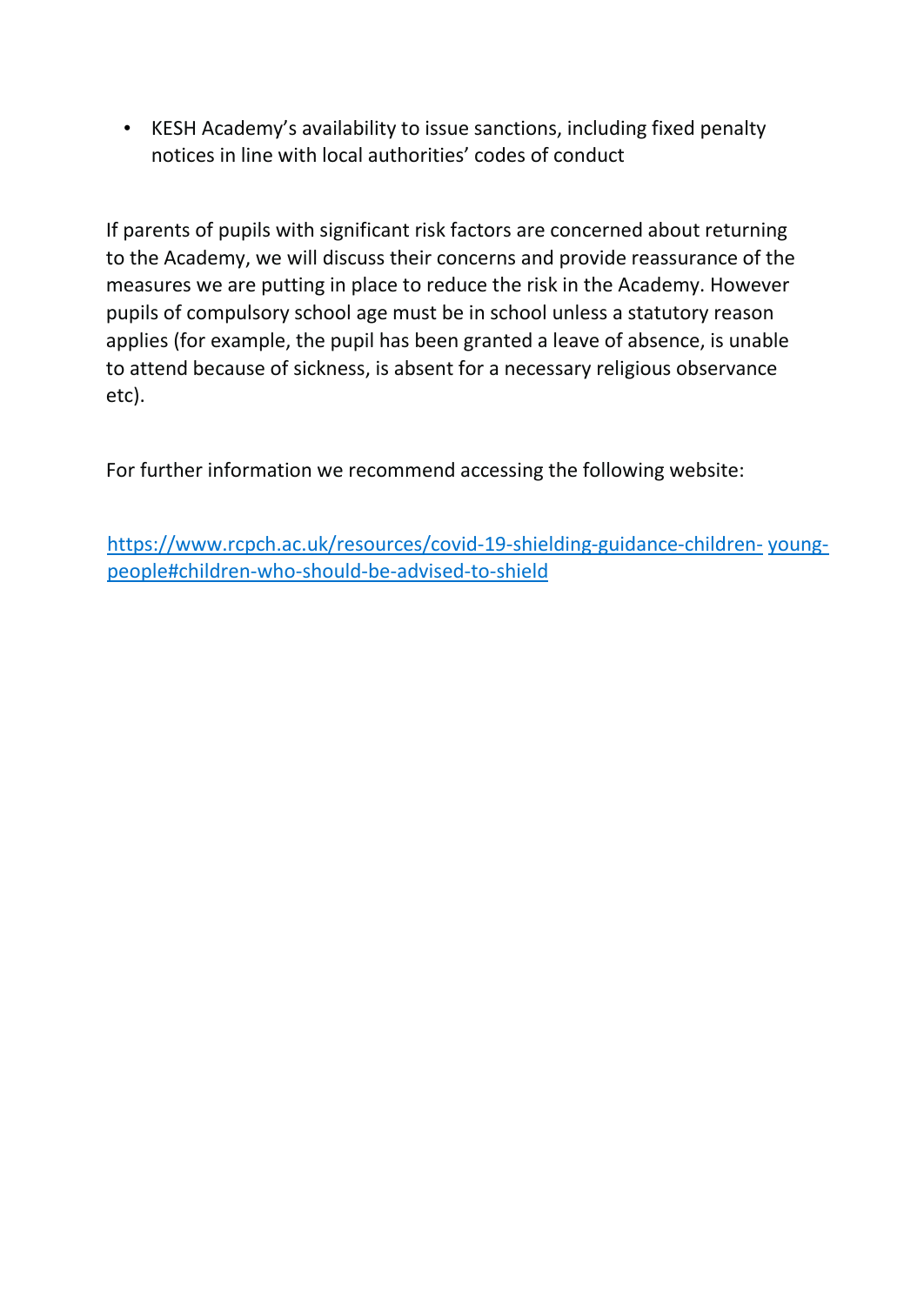- KESH Academy's availability to issue sanctions, including fixed penalty notices in line with local authorities' codes of conduct

If parents of pupils with significant risk factors are concerned about returning to the Academy, we will discuss their concerns and provide reassurance of the measures we are putting in place to reduce the risk in the Academy. However pupils of compulsory school age must be in school unless a statutory reason applies (for example, the pupil has been granted a leave of absence, is unable to attend because of sickness, is absent for a necessary religious observance etc).

For further information we recommend accessing the following website:

https://www.rcpch.ac.uk/resources/covid-19-shielding-guidance-children- young-people#children-who-should-be-advised-to-shield